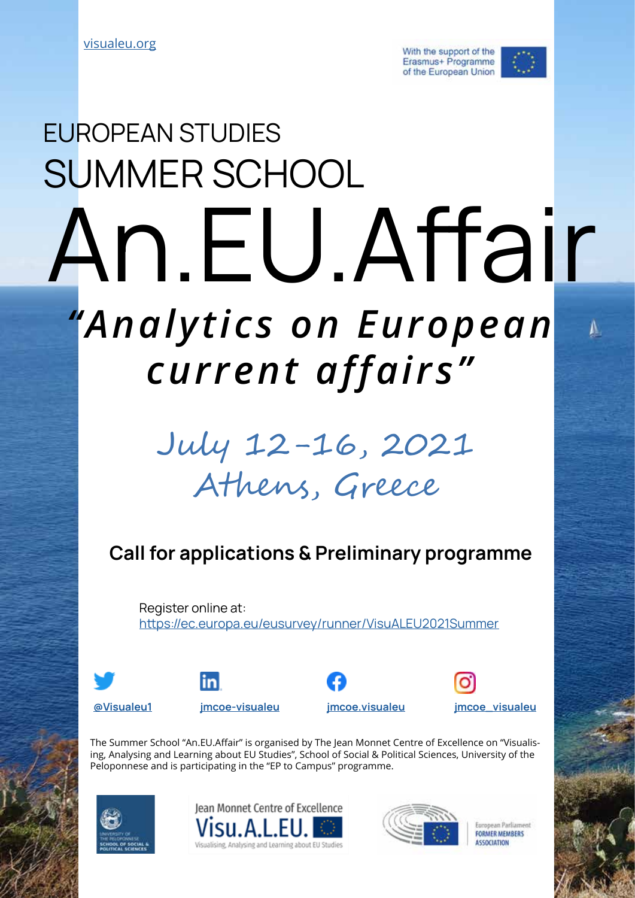visualeu.org

With the support of the Erasmus+ Programme of the European Union

# EUROPEAN STUDIES SUMMER SCHOOL

# An.EU.Affair

## *"Analytics on European current affairs"*

July 12-16, 2021
Athens, Greece

### Call for applications & Preliminary programme

Register online at:
https://ec.europa.eu/eusurvey/runner/VisuALEU2021Summer

@Visualeu1 | jmcoe-visualeu | jmcoe.visualeu | jmcoe_visualeu

The Summer School "An.EU.Affair" is organised by The Jean Monnet Centre of Excellence on "Visualising, Analysing and Learning about EU Studies", School of Social & Political Sciences, University of the Peloponnese and is participating in the "EP to Campus" programme.

University of the Peloponnese – School of Social & Political Sciences

Jean Monnet Centre of Excellence Visu.A.L.EU. – Visualising, Analysing and Learning about EU Studies

European Parliament Former Members Association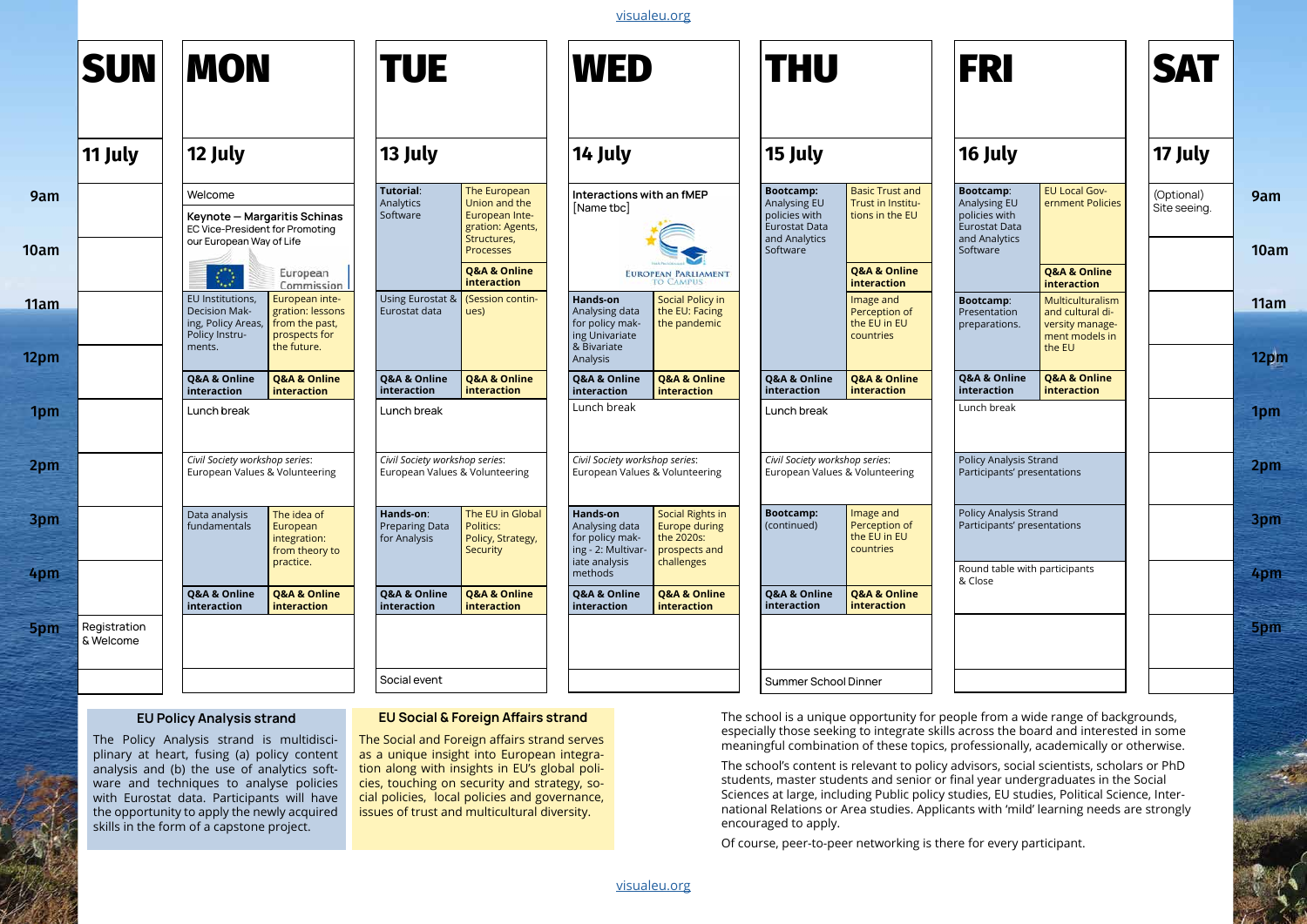| | SUN | MON | TUE | WED | THU | FRI | SAT |
|---|---|---|---|---|---|---|---|
| | 11 July | 12 July | 13 July | 14 July | 15 July | 16 July | 17 July |
| 9am | | Welcome<br>**Keynote — Margaritis Schinas**<br>EC Vice-President for Promoting our European Way of Life | **Tutorial**: Analytics Software / The European Union and the European Integration: Agents, Structures, Processes / **Q&A & Online interaction** | Interactions with an fMEP [Name tbc]<br>European Parliament to Campus | **Bootcamp:** Analysing EU policies with Eurostat Data and Analytics Software / Basic Trust and Trust in Institutions in the EU / **Q&A & Online interaction** | **Bootcamp**: Analysing EU policies with Eurostat Data and Analytics Software / EU Local Government Policies / **Q&A & Online interaction** | (Optional) Site seeing. |
| 11am | | EU Institutions, Decision Making, Policy Areas, Policy Instruments. / European integration: lessons from the past, prospects for the future. | Using Eurostat & Eurostat data / (Session continues) | **Hands-on** Analysing data for policy making Univariate & Bivariate Analysis / Social Policy in the EU: Facing the pandemic | (Bootcamp continued) / Image and Perception of the EU in EU countries | **Bootcamp**: Presentation preparations. / Multiculturalism and cultural diversity management models in the EU | |
| 12pm | | **Q&A & Online interaction** / **Q&A & Online interaction** | **Q&A & Online interaction** / **Q&A & Online interaction** | **Q&A & Online interaction** / **Q&A & Online interaction** | **Q&A & Online interaction** / **Q&A & Online interaction** | **Q&A & Online interaction** / **Q&A & Online interaction** | |
| 1pm | | Lunch break | Lunch break | Lunch break | Lunch break | Lunch break | |
| 2pm | | *Civil Society workshop series*: European Values & Volunteering | *Civil Society workshop series*: European Values & Volunteering | *Civil Society workshop series*: European Values & Volunteering | *Civil Society workshop series*: European Values & Volunteering | Policy Analysis Strand Participants' presentations | |
| 3pm | | Data analysis fundamentals / The idea of European integration: from theory to practice. | **Hands-on**: Preparing Data for Analysis / The EU in Global Politics: Policy, Strategy, Security | **Hands-on** Analysing data for policy making - 2: Multivariate analysis methods / Social Rights in Europe during the 2020s: prospects and challenges | **Bootcamp:** (continued) / Image and Perception of the EU in EU countries | Policy Analysis Strand Participants' presentations | |
| 4pm | | **Q&A & Online interaction** / **Q&A & Online interaction** | **Q&A & Online interaction** / **Q&A & Online interaction** | **Q&A & Online interaction** / **Q&A & Online interaction** | **Q&A & Online interaction** / **Q&A & Online interaction** | Round table with participants & Close | |
| 5pm | Registration & Welcome | | Social event | | Summer School Dinner | | |

### EU Policy Analysis strand

The Policy Analysis strand is multidisciplinary at heart, fusing (a) policy content analysis and (b) the use of analytics software and techniques to analyse policies with Eurostat data. Participants will have the opportunity to apply the newly acquired skills in the form of a capstone project.

### EU Social & Foreign Affairs strand

The Social and Foreign affairs strand serves as a unique insight into European integration along with insights in EU's global policies, touching on security and strategy, social policies, local policies and governance, issues of trust and multicultural diversity.

The school is a unique opportunity for people from a wide range of backgrounds, especially those seeking to integrate skills across the board and interested in some meaningful combination of these topics, professionally, academically or otherwise.

The school's content is relevant to policy advisors, social scientists, scholars or PhD students, master students and senior or final year undergraduates in the Social Sciences at large, including Public policy studies, EU studies, Political Science, International Relations or Area studies. Applicants with 'mild' learning needs are strongly encouraged to apply.

Of course, peer-to-peer networking is there for every participant.

visualeu.org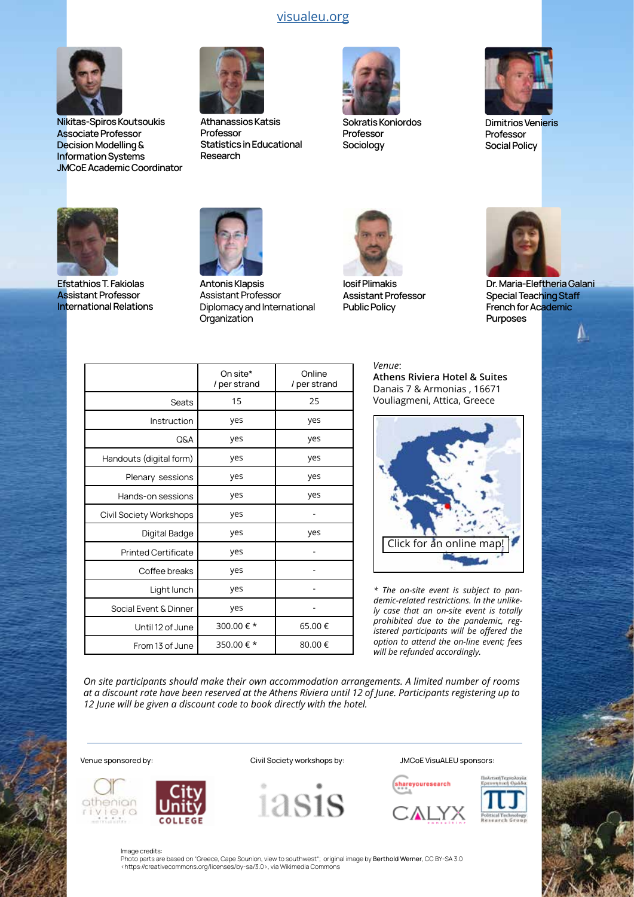visualeu.org

Nikitas-Spiros Koutsoukis
Associate Professor
Decision Modelling & Information Systems
JMCoE Academic Coordinator

Athanassios Katsis
Professor
Statistics in Educational Research

Sokratis Koniordos
Professor
Sociology

Dimitrios Venieris
Professor
Social Policy

Efstathios T. Fakiolas
Assistant Professor
International Relations

Antonis Klapsis
Assistant Professor
Diplomacy and International Organization

Iosif Plimakis
Assistant Professor
Public Policy

Dr. Maria-Eleftheria Galani
Special Teaching Staff
French for Academic Purposes

| | On site* / per strand | Online / per strand |
|---|---|---|
| Seats | 15 | 25 |
| Instruction | yes | yes |
| Q&A | yes | yes |
| Handouts (digital form) | yes | yes |
| Plenary sessions | yes | yes |
| Hands-on sessions | yes | yes |
| Civil Society Workshops | yes | - |
| Digital Badge | yes | yes |
| Printed Certificate | yes | - |
| Coffee breaks | yes | - |
| Light lunch | yes | - |
| Social Event & Dinner | yes | - |
| Until 12 of June | 300.00 € * | 65.00 € |
| From 13 of June | 350.00 € * | 80.00 € |

*Venue*:
**Athens Riviera Hotel & Suites**
Danais 7 & Armonias , 16671
Vouliagmeni, Attica, Greece

Click for an online map!

*\* The on-site event is subject to pandemic-related restrictions. In the unlikely case that an on-site event is totally prohibited due to the pandemic, registered participants will be offered the option to attend the on-line event; fees will be refunded accordingly.*

*On site participants should make their own accommodation arrangements. A limited number of rooms at a discount rate have been reserved at the Athens Riviera until 12 of June. Participants registering up to 12 June will be given a discount code to book directly with the hotel.*

Venue sponsored by:

Civil Society workshops by:

JMCoE VisuALEU sponsors:

Image credits:
Photo parts are based on "Greece, Cape Sounion, view to southwest"; original image by Berthold Werner, CC BY-SA 3.0 ‹https://creativecommons.org/licenses/by-sa/3.0›, via Wikimedia Commons